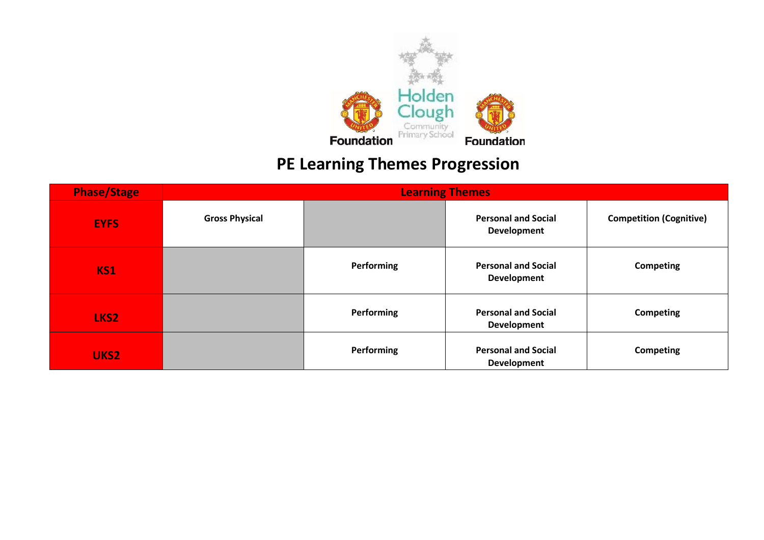# PE Learning Themes Progression

| Phase/Stage | Learning Themes | | | |
|---|---|---|---|---|
| **EYFS** | **Gross Physical** | | **Personal and Social Development** | **Competition (Cognitive)** |
| **KS1** | | **Performing** | **Personal and Social Development** | **Competing** |
| **LKS2** | | **Performing** | **Personal and Social Development** | **Competing** |
| **UKS2** | | **Performing** | **Personal and Social Development** | **Competing** |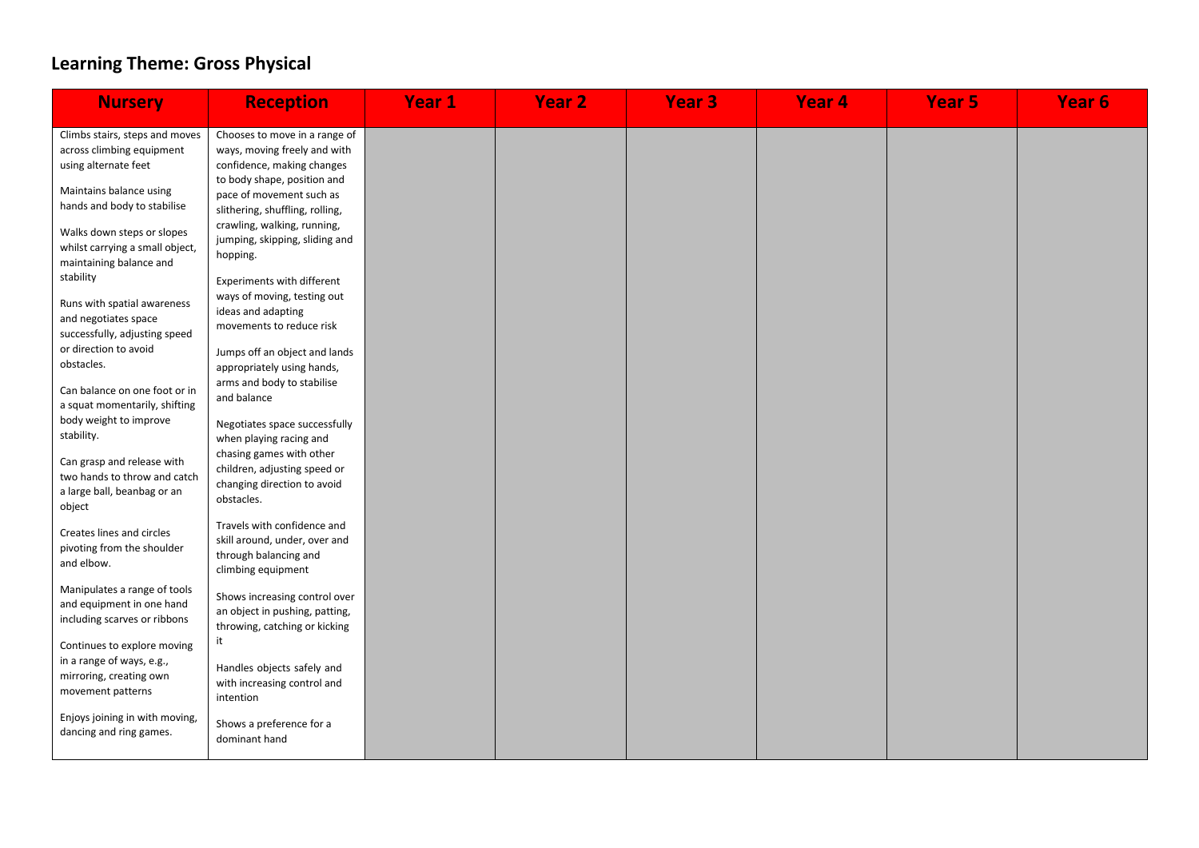## Learning Theme: Gross Physical

| Nursery | Reception | Year 1 | Year 2 | Year 3 | Year 4 | Year 5 | Year 6 |
| --- | --- | --- | --- | --- | --- | --- | --- |
| Climbs stairs, steps and moves across climbing equipment using alternate feet<br><br>Maintains balance using hands and body to stabilise<br><br>Walks down steps or slopes whilst carrying a small object, maintaining balance and stability<br><br>Runs with spatial awareness and negotiates space successfully, adjusting speed or direction to avoid obstacles.<br><br>Can balance on one foot or in a squat momentarily, shifting body weight to improve stability.<br><br>Can grasp and release with two hands to throw and catch a large ball, beanbag or an object<br><br>Creates lines and circles pivoting from the shoulder and elbow.<br><br>Manipulates a range of tools and equipment in one hand including scarves or ribbons<br><br>Continues to explore moving in a range of ways, e.g., mirroring, creating own movement patterns<br><br>Enjoys joining in with moving, dancing and ring games. | Chooses to move in a range of ways, moving freely and with confidence, making changes to body shape, position and pace of movement such as slithering, shuffling, rolling, crawling, walking, running, jumping, skipping, sliding and hopping.<br><br>Experiments with different ways of moving, testing out ideas and adapting movements to reduce risk<br><br>Jumps off an object and lands appropriately using hands, arms and body to stabilise and balance<br><br>Negotiates space successfully when playing racing and chasing games with other children, adjusting speed or changing direction to avoid obstacles.<br><br>Travels with confidence and skill around, under, over and through balancing and climbing equipment<br><br>Shows increasing control over an object in pushing, patting, throwing, catching or kicking it<br><br>Handles objects safely and with increasing control and intention<br><br>Shows a preference for a dominant hand | | | | | | |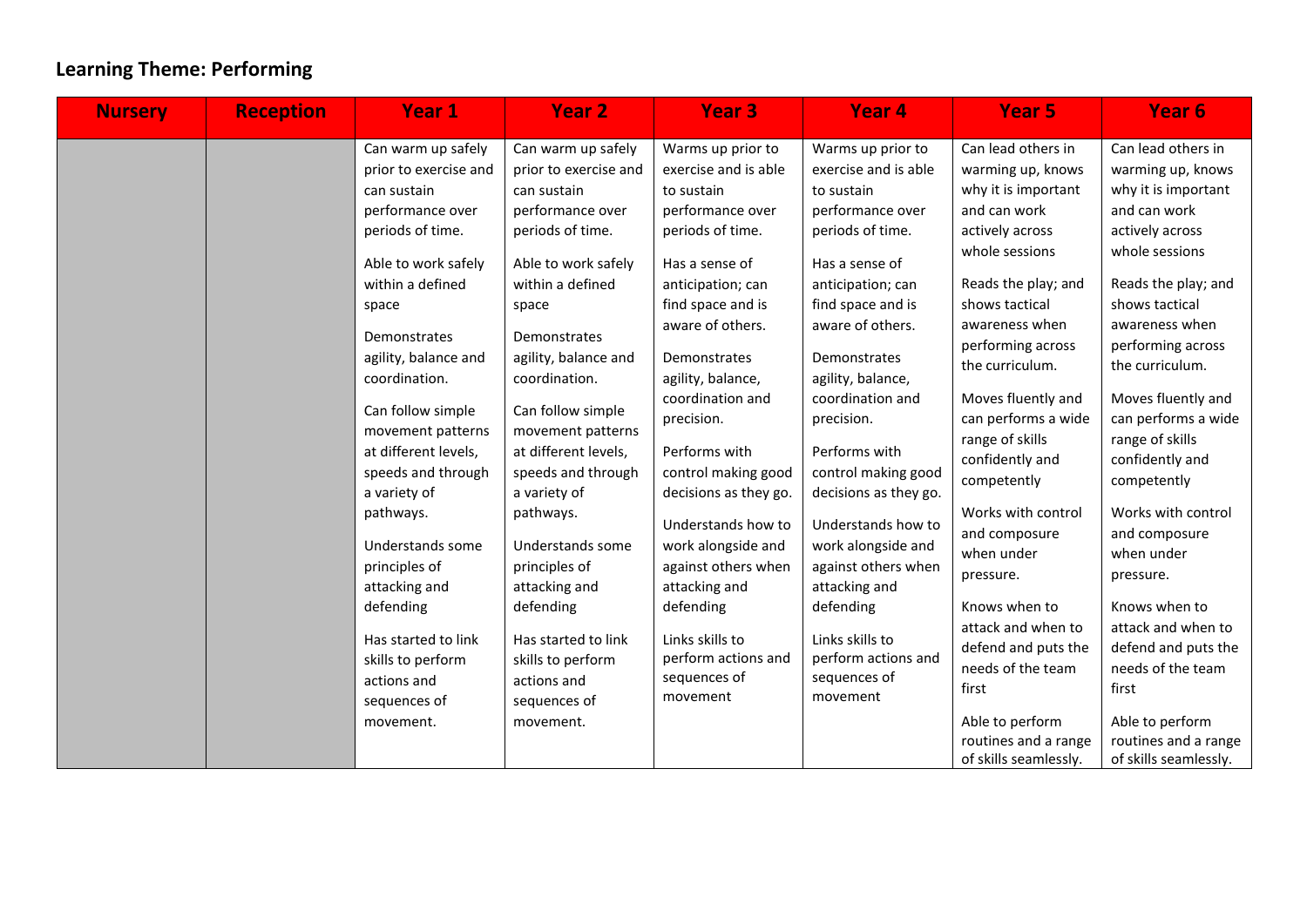## Learning Theme: Performing

| Nursery | Reception | Year 1 | Year 2 | Year 3 | Year 4 | Year 5 | Year 6 |
|---|---|---|---|---|---|---|---|
| | | Can warm up safely prior to exercise and can sustain performance over periods of time.<br><br>Able to work safely within a defined space<br><br>Demonstrates agility, balance and coordination.<br><br>Can follow simple movement patterns at different levels, speeds and through a variety of pathways.<br><br>Understands some principles of attacking and defending<br><br>Has started to link skills to perform actions and sequences of movement. | Can warm up safely prior to exercise and can sustain performance over periods of time.<br><br>Able to work safely within a defined space<br><br>Demonstrates agility, balance and coordination.<br><br>Can follow simple movement patterns at different levels, speeds and through a variety of pathways.<br><br>Understands some principles of attacking and defending<br><br>Has started to link skills to perform actions and sequences of movement. | Warms up prior to exercise and is able to sustain performance over periods of time.<br><br>Has a sense of anticipation; can find space and is aware of others.<br><br>Demonstrates agility, balance, coordination and precision.<br><br>Performs with control making good decisions as they go.<br><br>Understands how to work alongside and against others when attacking and defending<br><br>Links skills to perform actions and sequences of movement | Warms up prior to exercise and is able to sustain performance over periods of time.<br><br>Has a sense of anticipation; can find space and is aware of others.<br><br>Demonstrates agility, balance, coordination and precision.<br><br>Performs with control making good decisions as they go.<br><br>Understands how to work alongside and against others when attacking and defending<br><br>Links skills to perform actions and sequences of movement | Can lead others in warming up, knows why it is important and can work actively across whole sessions<br><br>Reads the play; and shows tactical awareness when performing across the curriculum.<br><br>Moves fluently and can performs a wide range of skills confidently and competently<br><br>Works with control and composure when under pressure.<br><br>Knows when to attack and when to defend and puts the needs of the team first<br><br>Able to perform routines and a range of skills seamlessly. | Can lead others in warming up, knows why it is important and can work actively across whole sessions<br><br>Reads the play; and shows tactical awareness when performing across the curriculum.<br><br>Moves fluently and can performs a wide range of skills confidently and competently<br><br>Works with control and composure when under pressure.<br><br>Knows when to attack and when to defend and puts the needs of the team first<br><br>Able to perform routines and a range of skills seamlessly. |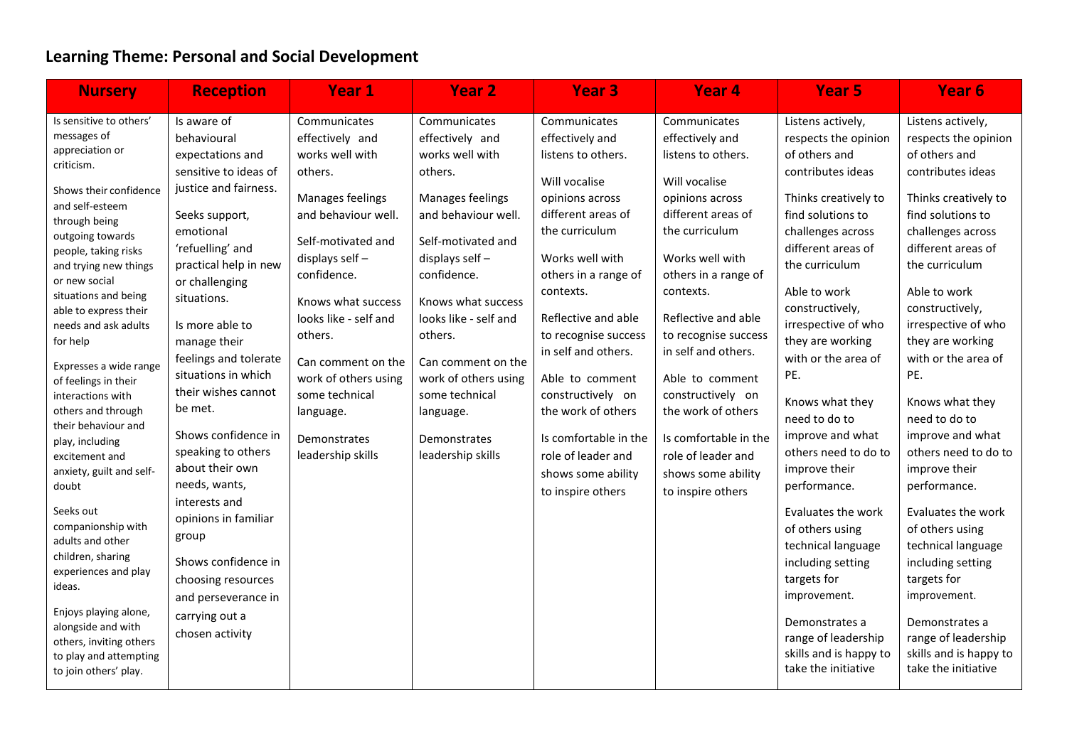## Learning Theme: Personal and Social Development

| Nursery | Reception | Year 1 | Year 2 | Year 3 | Year 4 | Year 5 | Year 6 |
|---|---|---|---|---|---|---|---|
| Is sensitive to others' messages of appreciation or criticism.<br><br>Shows their confidence and self-esteem through being outgoing towards people, taking risks and trying new things or new social situations and being able to express their needs and ask adults for help<br><br>Expresses a wide range of feelings in their interactions with others and through their behaviour and play, including excitement and anxiety, guilt and self-doubt<br><br>Seeks out companionship with adults and other children, sharing experiences and play ideas.<br><br>Enjoys playing alone, alongside and with others, inviting others to play and attempting to join others' play. | Is aware of behavioural expectations and sensitive to ideas of justice and fairness.<br><br>Seeks support, emotional 'refuelling' and practical help in new or challenging situations.<br><br>Is more able to manage their feelings and tolerate situations in which their wishes cannot be met.<br><br>Shows confidence in speaking to others about their own needs, wants, interests and opinions in familiar group<br><br>Shows confidence in choosing resources and perseverance in carrying out a chosen activity | Communicates effectively and works well with others.<br><br>Manages feelings and behaviour well.<br><br>Self-motivated and displays self – confidence.<br><br>Knows what success looks like - self and others.<br><br>Can comment on the work of others using some technical language.<br><br>Demonstrates leadership skills | Communicates effectively and works well with others.<br><br>Manages feelings and behaviour well.<br><br>Self-motivated and displays self – confidence.<br><br>Knows what success looks like - self and others.<br><br>Can comment on the work of others using some technical language.<br><br>Demonstrates leadership skills | Communicates effectively and listens to others.<br><br>Will vocalise opinions across different areas of the curriculum<br><br>Works well with others in a range of contexts.<br><br>Reflective and able to recognise success in self and others.<br><br>Able to comment constructively on the work of others<br><br>Is comfortable in the role of leader and shows some ability to inspire others | Communicates effectively and listens to others.<br><br>Will vocalise opinions across different areas of the curriculum<br><br>Works well with others in a range of contexts.<br><br>Reflective and able to recognise success in self and others.<br><br>Able to comment constructively on the work of others<br><br>Is comfortable in the role of leader and shows some ability to inspire others | Listens actively, respects the opinion of others and contributes ideas<br><br>Thinks creatively to find solutions to challenges across different areas of the curriculum<br><br>Able to work constructively, irrespective of who they are working with or the area of PE.<br><br>Knows what they need to do to improve and what others need to do to improve their performance.<br><br>Evaluates the work of others using technical language including setting targets for improvement.<br><br>Demonstrates a range of leadership skills and is happy to take the initiative | Listens actively, respects the opinion of others and contributes ideas<br><br>Thinks creatively to find solutions to challenges across different areas of the curriculum<br><br>Able to work constructively, irrespective of who they are working with or the area of PE.<br><br>Knows what they need to do to improve and what others need to do to improve their performance.<br><br>Evaluates the work of others using technical language including setting targets for improvement.<br><br>Demonstrates a range of leadership skills and is happy to take the initiative |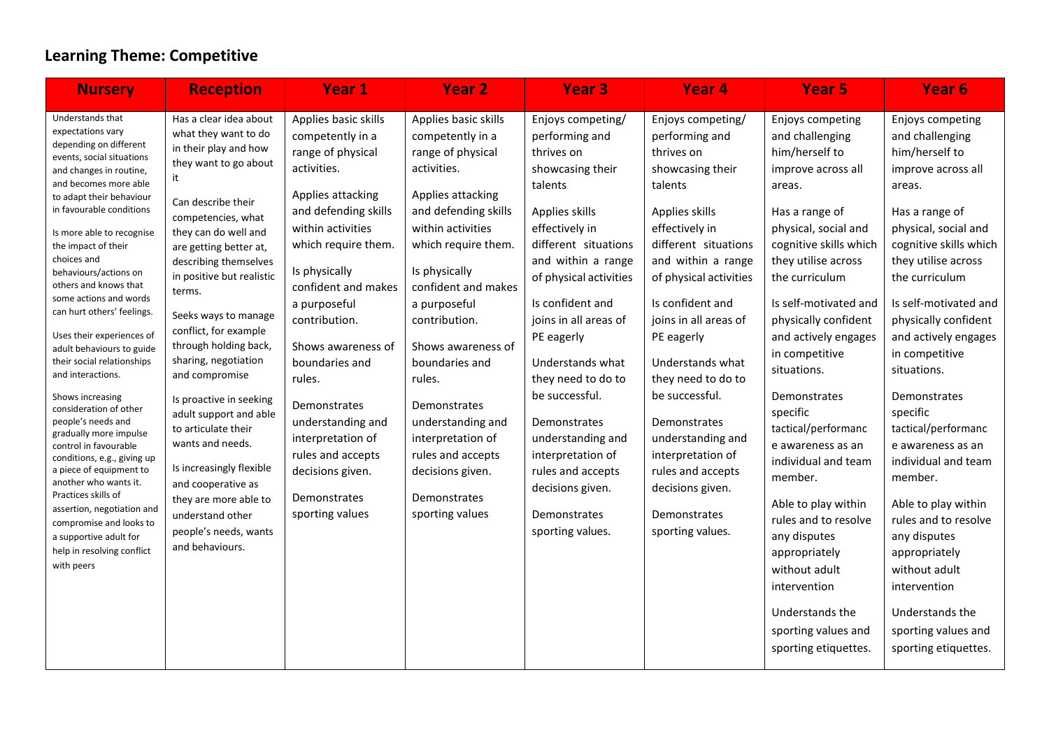## Learning Theme: Competitive

| Nursery | Reception | Year 1 | Year 2 | Year 3 | Year 4 | Year 5 | Year 6 |
|---|---|---|---|---|---|---|---|
| Understands that expectations vary depending on different events, social situations and changes in routine, and becomes more able to adapt their behaviour in favourable conditions<br><br>Is more able to recognise the impact of their choices and behaviours/actions on others and knows that some actions and words can hurt others' feelings.<br><br>Uses their experiences of adult behaviours to guide their social relationships and interactions.<br><br>Shows increasing consideration of other people's needs and gradually more impulse control in favourable conditions, e.g., giving up a piece of equipment to another who wants it. Practices skills of assertion, negotiation and compromise and looks to a supportive adult for help in resolving conflict with peers | Has a clear idea about what they want to do in their play and how they want to go about it<br><br>Can describe their competencies, what they can do well and they are getting better at, describing themselves in positive but realistic terms.<br><br>Seeks ways to manage conflict, for example through holding back, sharing, negotiation and compromise<br><br>Is proactive in seeking adult support and able to articulate their wants and needs.<br><br>Is increasingly flexible and cooperative as they are more able to understand other people's needs, wants and behaviours. | Applies basic skills competently in a range of physical activities.<br><br>Applies attacking and defending skills within activities which require them.<br><br>Is physically confident and makes a purposeful contribution.<br><br>Shows awareness of boundaries and rules.<br><br>Demonstrates understanding and interpretation of rules and accepts decisions given.<br><br>Demonstrates sporting values | Applies basic skills competently in a range of physical activities.<br><br>Applies attacking and defending skills within activities which require them.<br><br>Is physically confident and makes a purposeful contribution.<br><br>Shows awareness of boundaries and rules.<br><br>Demonstrates understanding and interpretation of rules and accepts decisions given.<br><br>Demonstrates sporting values | Enjoys competing/ performing and thrives on showcasing their talents<br><br>Applies skills effectively in different situations and within a range of physical activities<br><br>Is confident and joins in all areas of PE eagerly<br><br>Understands what they need to do to be successful.<br><br>Demonstrates understanding and interpretation of rules and accepts decisions given.<br><br>Demonstrates sporting values. | Enjoys competing/ performing and thrives on showcasing their talents<br><br>Applies skills effectively in different situations and within a range of physical activities<br><br>Is confident and joins in all areas of PE eagerly<br><br>Understands what they need to do to be successful.<br><br>Demonstrates understanding and interpretation of rules and accepts decisions given.<br><br>Demonstrates sporting values. | Enjoys competing and challenging him/herself to improve across all areas.<br><br>Has a range of physical, social and cognitive skills which they utilise across the curriculum<br><br>Is self-motivated and physically confident and actively engages in competitive situations.<br><br>Demonstrates specific tactical/performanc e awareness as an individual and team member.<br><br>Able to play within rules and to resolve any disputes appropriately without adult intervention<br><br>Understands the sporting values and sporting etiquettes. | Enjoys competing and challenging him/herself to improve across all areas.<br><br>Has a range of physical, social and cognitive skills which they utilise across the curriculum<br><br>Is self-motivated and physically confident and actively engages in competitive situations.<br><br>Demonstrates specific tactical/performanc e awareness as an individual and team member.<br><br>Able to play within rules and to resolve any disputes appropriately without adult intervention<br><br>Understands the sporting values and sporting etiquettes. |